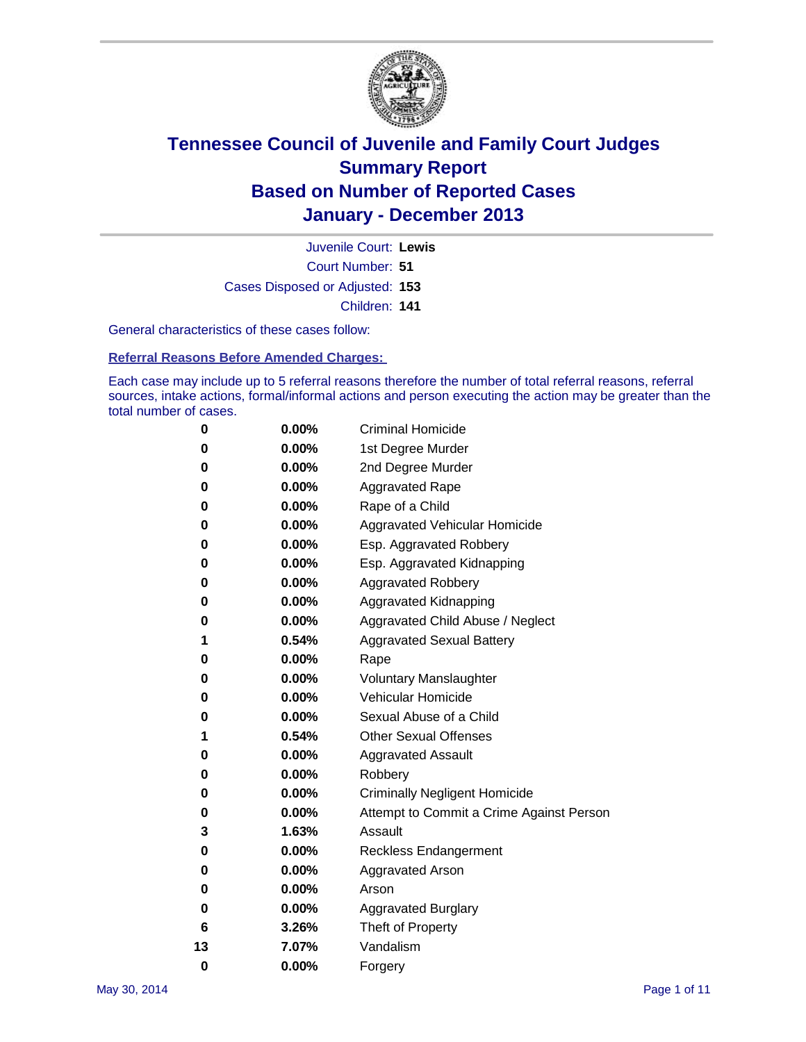# Tennessee Council of Juvenile and Family Court Judges
# Summary Report
# Based on Number of Reported Cases
# January - December 2013

Juvenile Court: **Lewis**
Court Number: **51**
Cases Disposed or Adjusted: **153**
Children: **141**

General characteristics of these cases follow:

**Referral Reasons Before Amended Charges:**

Each case may include up to 5 referral reasons therefore the number of total referral reasons, referral sources, intake actions, formal/informal actions and person executing the action may be greater than the total number of cases.

| Count | Percent | Referral Reason |
|---|---|---|
| 0 | 0.00% | Criminal Homicide |
| 0 | 0.00% | 1st Degree Murder |
| 0 | 0.00% | 2nd Degree Murder |
| 0 | 0.00% | Aggravated Rape |
| 0 | 0.00% | Rape of a Child |
| 0 | 0.00% | Aggravated Vehicular Homicide |
| 0 | 0.00% | Esp. Aggravated Robbery |
| 0 | 0.00% | Esp. Aggravated Kidnapping |
| 0 | 0.00% | Aggravated Robbery |
| 0 | 0.00% | Aggravated Kidnapping |
| 0 | 0.00% | Aggravated Child Abuse / Neglect |
| 1 | 0.54% | Aggravated Sexual Battery |
| 0 | 0.00% | Rape |
| 0 | 0.00% | Voluntary Manslaughter |
| 0 | 0.00% | Vehicular Homicide |
| 0 | 0.00% | Sexual Abuse of a Child |
| 1 | 0.54% | Other Sexual Offenses |
| 0 | 0.00% | Aggravated Assault |
| 0 | 0.00% | Robbery |
| 0 | 0.00% | Criminally Negligent Homicide |
| 0 | 0.00% | Attempt to Commit a Crime Against Person |
| 3 | 1.63% | Assault |
| 0 | 0.00% | Reckless Endangerment |
| 0 | 0.00% | Aggravated Arson |
| 0 | 0.00% | Arson |
| 0 | 0.00% | Aggravated Burglary |
| 6 | 3.26% | Theft of Property |
| 13 | 7.07% | Vandalism |
| 0 | 0.00% | Forgery |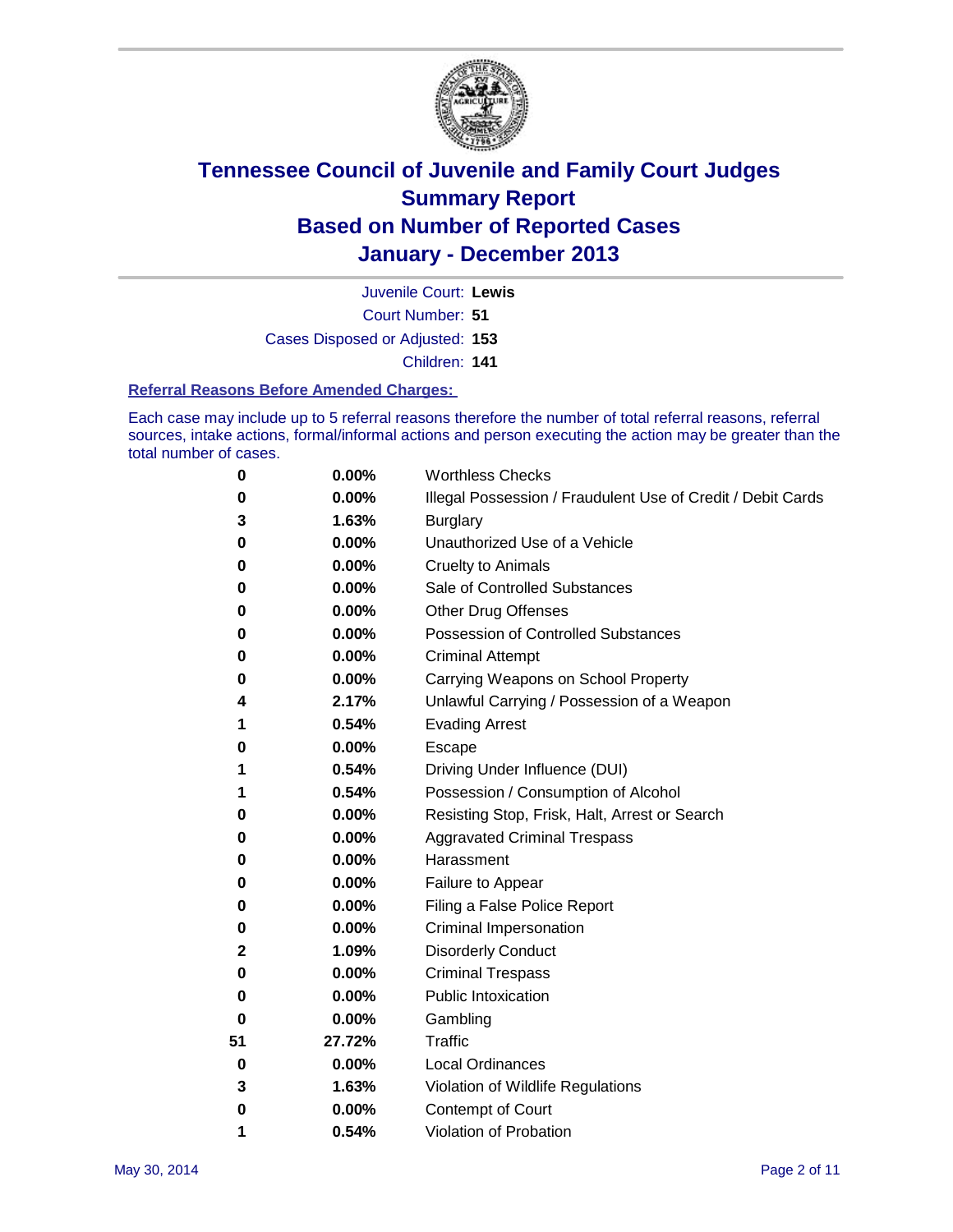# Tennessee Council of Juvenile and Family Court Judges
## Summary Report
## Based on Number of Reported Cases
## January - December 2013

Juvenile Court: **Lewis**

Court Number: **51**

Cases Disposed or Adjusted: **153**

Children: **141**

### Referral Reasons Before Amended Charges:

Each case may include up to 5 referral reasons therefore the number of total referral reasons, referral sources, intake actions, formal/informal actions and person executing the action may be greater than the total number of cases.

| | | |
|---|---|---|
| 0 | 0.00% | Worthless Checks |
| 0 | 0.00% | Illegal Possession / Fraudulent Use of Credit / Debit Cards |
| 3 | 1.63% | Burglary |
| 0 | 0.00% | Unauthorized Use of a Vehicle |
| 0 | 0.00% | Cruelty to Animals |
| 0 | 0.00% | Sale of Controlled Substances |
| 0 | 0.00% | Other Drug Offenses |
| 0 | 0.00% | Possession of Controlled Substances |
| 0 | 0.00% | Criminal Attempt |
| 0 | 0.00% | Carrying Weapons on School Property |
| 4 | 2.17% | Unlawful Carrying / Possession of a Weapon |
| 1 | 0.54% | Evading Arrest |
| 0 | 0.00% | Escape |
| 1 | 0.54% | Driving Under Influence (DUI) |
| 1 | 0.54% | Possession / Consumption of Alcohol |
| 0 | 0.00% | Resisting Stop, Frisk, Halt, Arrest or Search |
| 0 | 0.00% | Aggravated Criminal Trespass |
| 0 | 0.00% | Harassment |
| 0 | 0.00% | Failure to Appear |
| 0 | 0.00% | Filing a False Police Report |
| 0 | 0.00% | Criminal Impersonation |
| 2 | 1.09% | Disorderly Conduct |
| 0 | 0.00% | Criminal Trespass |
| 0 | 0.00% | Public Intoxication |
| 0 | 0.00% | Gambling |
| 51 | 27.72% | Traffic |
| 0 | 0.00% | Local Ordinances |
| 3 | 1.63% | Violation of Wildlife Regulations |
| 0 | 0.00% | Contempt of Court |
| 1 | 0.54% | Violation of Probation |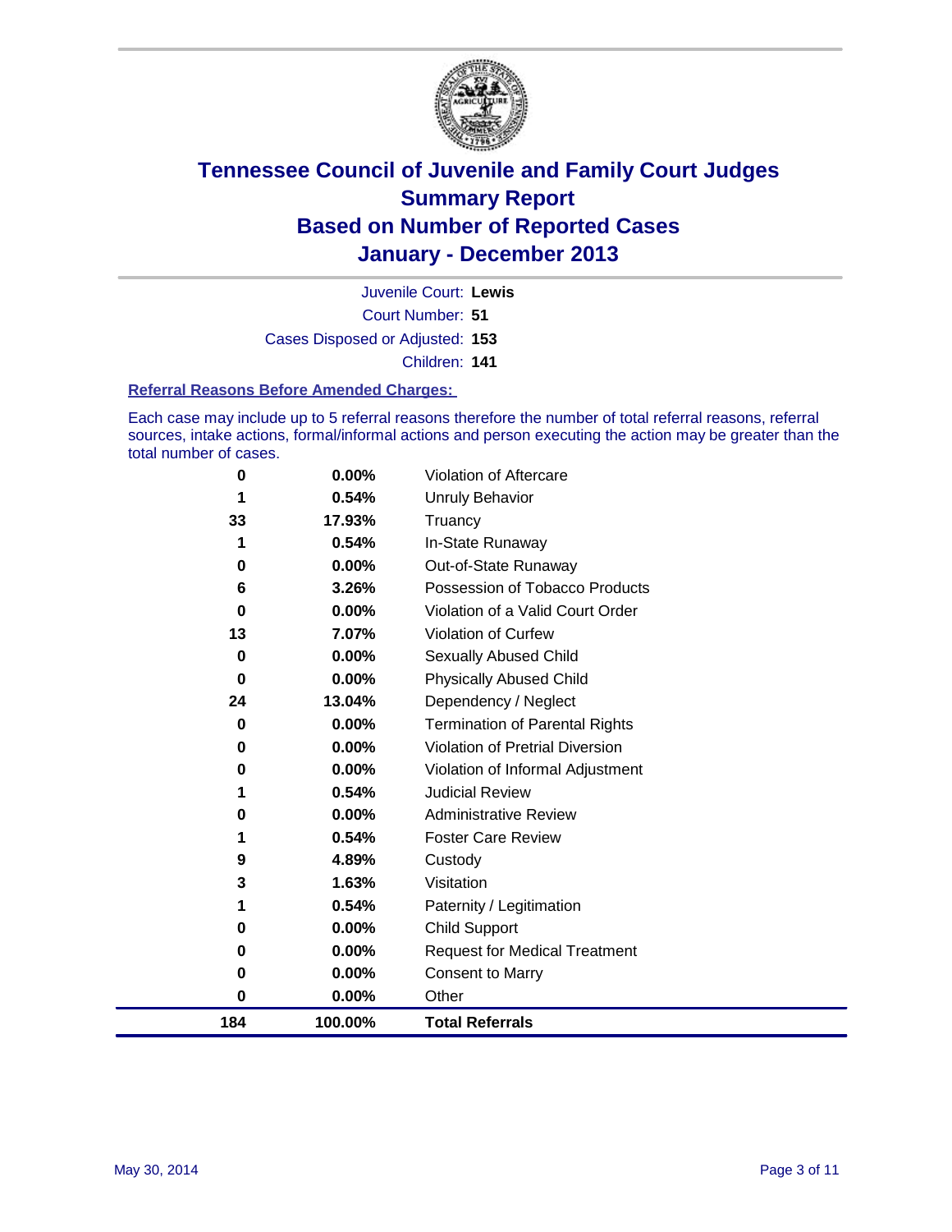# Tennessee Council of Juvenile and Family Court Judges
## Summary Report
## Based on Number of Reported Cases
## January - December 2013

Juvenile Court: **Lewis**

Court Number: **51**

Cases Disposed or Adjusted: **153**

Children: **141**

### Referral Reasons Before Amended Charges:

Each case may include up to 5 referral reasons therefore the number of total referral reasons, referral sources, intake actions, formal/informal actions and person executing the action may be greater than the total number of cases.

| | | |
|---|---|---|
| 0 | 0.00% | Violation of Aftercare |
| 1 | 0.54% | Unruly Behavior |
| 33 | 17.93% | Truancy |
| 1 | 0.54% | In-State Runaway |
| 0 | 0.00% | Out-of-State Runaway |
| 6 | 3.26% | Possession of Tobacco Products |
| 0 | 0.00% | Violation of a Valid Court Order |
| 13 | 7.07% | Violation of Curfew |
| 0 | 0.00% | Sexually Abused Child |
| 0 | 0.00% | Physically Abused Child |
| 24 | 13.04% | Dependency / Neglect |
| 0 | 0.00% | Termination of Parental Rights |
| 0 | 0.00% | Violation of Pretrial Diversion |
| 0 | 0.00% | Violation of Informal Adjustment |
| 1 | 0.54% | Judicial Review |
| 0 | 0.00% | Administrative Review |
| 1 | 0.54% | Foster Care Review |
| 9 | 4.89% | Custody |
| 3 | 1.63% | Visitation |
| 1 | 0.54% | Paternity / Legitimation |
| 0 | 0.00% | Child Support |
| 0 | 0.00% | Request for Medical Treatment |
| 0 | 0.00% | Consent to Marry |
| 0 | 0.00% | Other |
| **184** | **100.00%** | **Total Referrals** |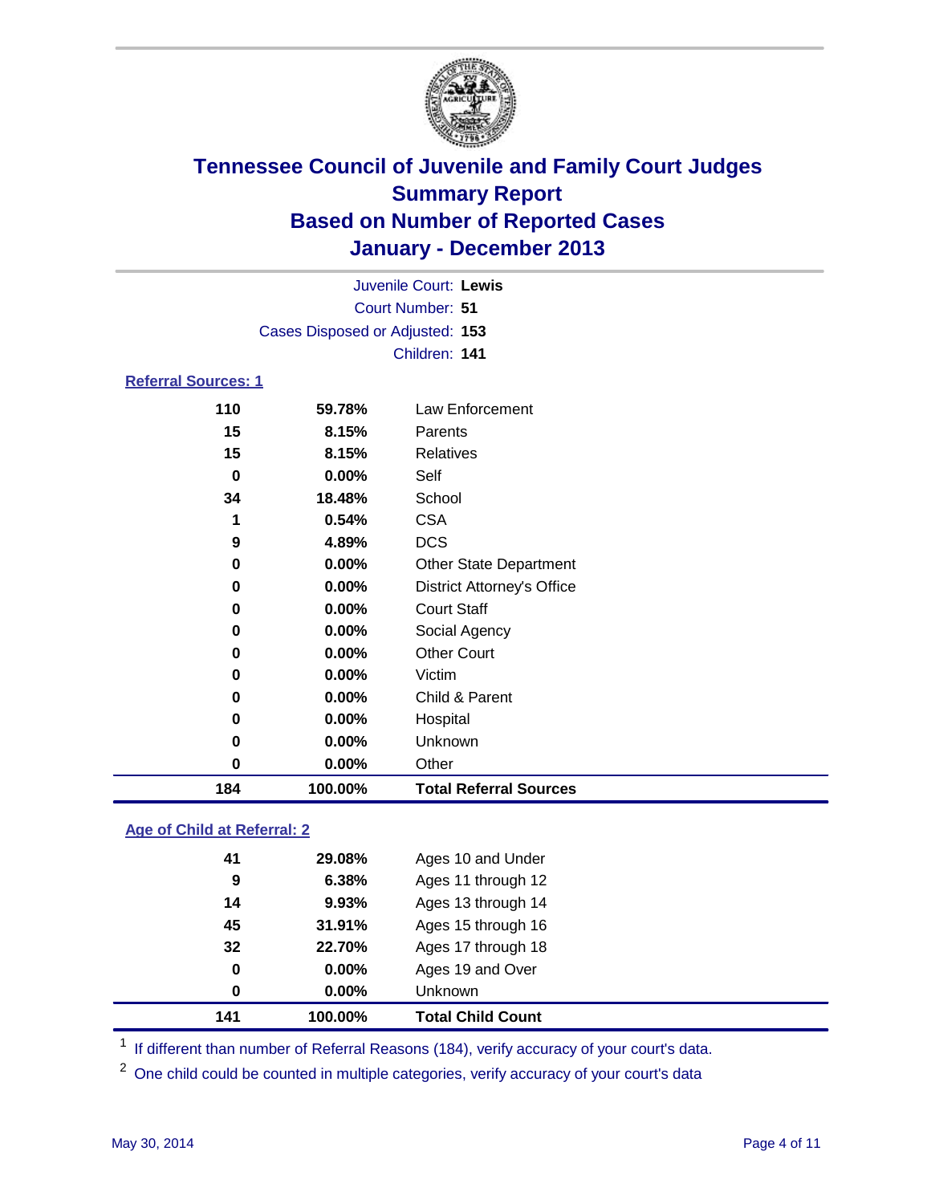# Tennessee Council of Juvenile and Family Court Judges
## Summary Report
## Based on Number of Reported Cases
## January - December 2013

Juvenile Court: **Lewis**
Court Number: **51**
Cases Disposed or Adjusted: **153**
Children: **141**

### Referral Sources: 1

| | | |
|---|---|---|
| 110 | 59.78% | Law Enforcement |
| 15 | 8.15% | Parents |
| 15 | 8.15% | Relatives |
| 0 | 0.00% | Self |
| 34 | 18.48% | School |
| 1 | 0.54% | CSA |
| 9 | 4.89% | DCS |
| 0 | 0.00% | Other State Department |
| 0 | 0.00% | District Attorney's Office |
| 0 | 0.00% | Court Staff |
| 0 | 0.00% | Social Agency |
| 0 | 0.00% | Other Court |
| 0 | 0.00% | Victim |
| 0 | 0.00% | Child & Parent |
| 0 | 0.00% | Hospital |
| 0 | 0.00% | Unknown |
| 0 | 0.00% | Other |
| **184** | **100.00%** | **Total Referral Sources** |

### Age of Child at Referral: 2

| | | |
|---|---|---|
| 41 | 29.08% | Ages 10 and Under |
| 9 | 6.38% | Ages 11 through 12 |
| 14 | 9.93% | Ages 13 through 14 |
| 45 | 31.91% | Ages 15 through 16 |
| 32 | 22.70% | Ages 17 through 18 |
| 0 | 0.00% | Ages 19 and Over |
| 0 | 0.00% | Unknown |
| **141** | **100.00%** | **Total Child Count** |

[1] If different than number of Referral Reasons (184), verify accuracy of your court's data.

[2] One child could be counted in multiple categories, verify accuracy of your court's data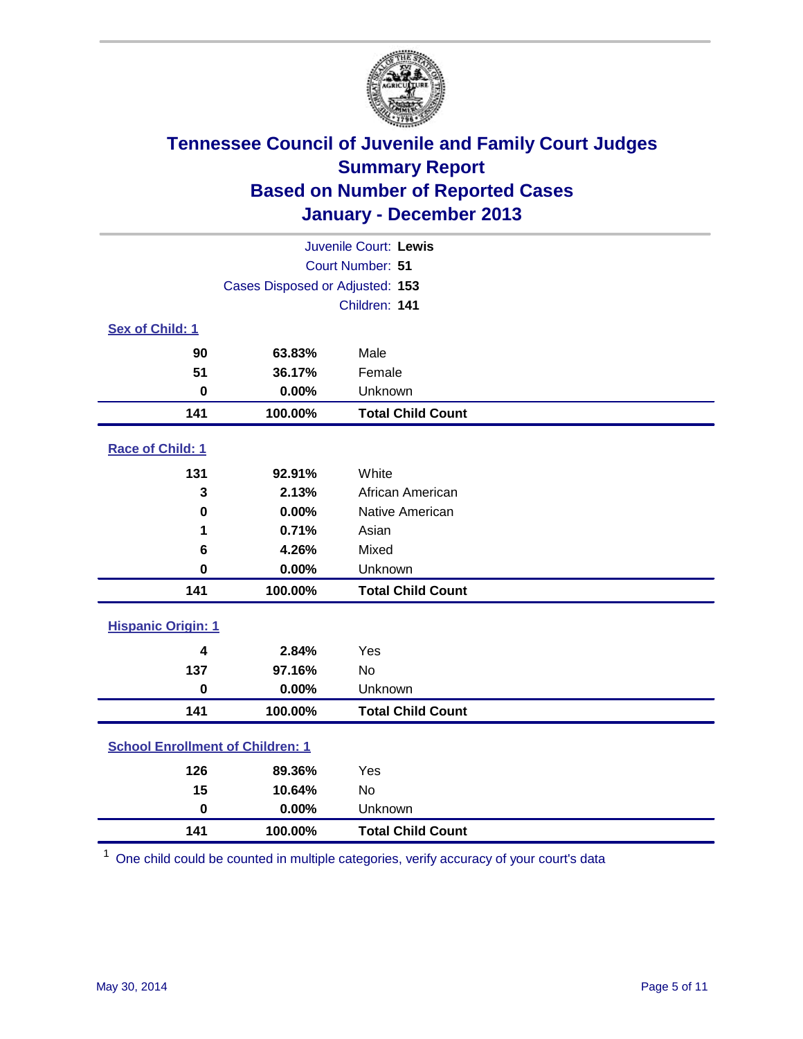# Tennessee Council of Juvenile and Family Court Judges
## Summary Report
## Based on Number of Reported Cases
## January - December 2013

Juvenile Court: **Lewis**
Court Number: **51**
Cases Disposed or Adjusted: **153**
Children: **141**

### Sex of Child: 1

| | | |
|---|---|---|
| **90** | **63.83%** | Male |
| **51** | **36.17%** | Female |
| **0** | **0.00%** | Unknown |
| **141** | **100.00%** | **Total Child Count** |

### Race of Child: 1

| | | |
|---|---|---|
| **131** | **92.91%** | White |
| **3** | **2.13%** | African American |
| **0** | **0.00%** | Native American |
| **1** | **0.71%** | Asian |
| **6** | **4.26%** | Mixed |
| **0** | **0.00%** | Unknown |
| **141** | **100.00%** | **Total Child Count** |

### Hispanic Origin: 1

| | | |
|---|---|---|
| **4** | **2.84%** | Yes |
| **137** | **97.16%** | No |
| **0** | **0.00%** | Unknown |
| **141** | **100.00%** | **Total Child Count** |

### School Enrollment of Children: 1

| | | |
|---|---|---|
| **126** | **89.36%** | Yes |
| **15** | **10.64%** | No |
| **0** | **0.00%** | Unknown |
| **141** | **100.00%** | **Total Child Count** |

[1] One child could be counted in multiple categories, verify accuracy of your court's data

May 30, 2014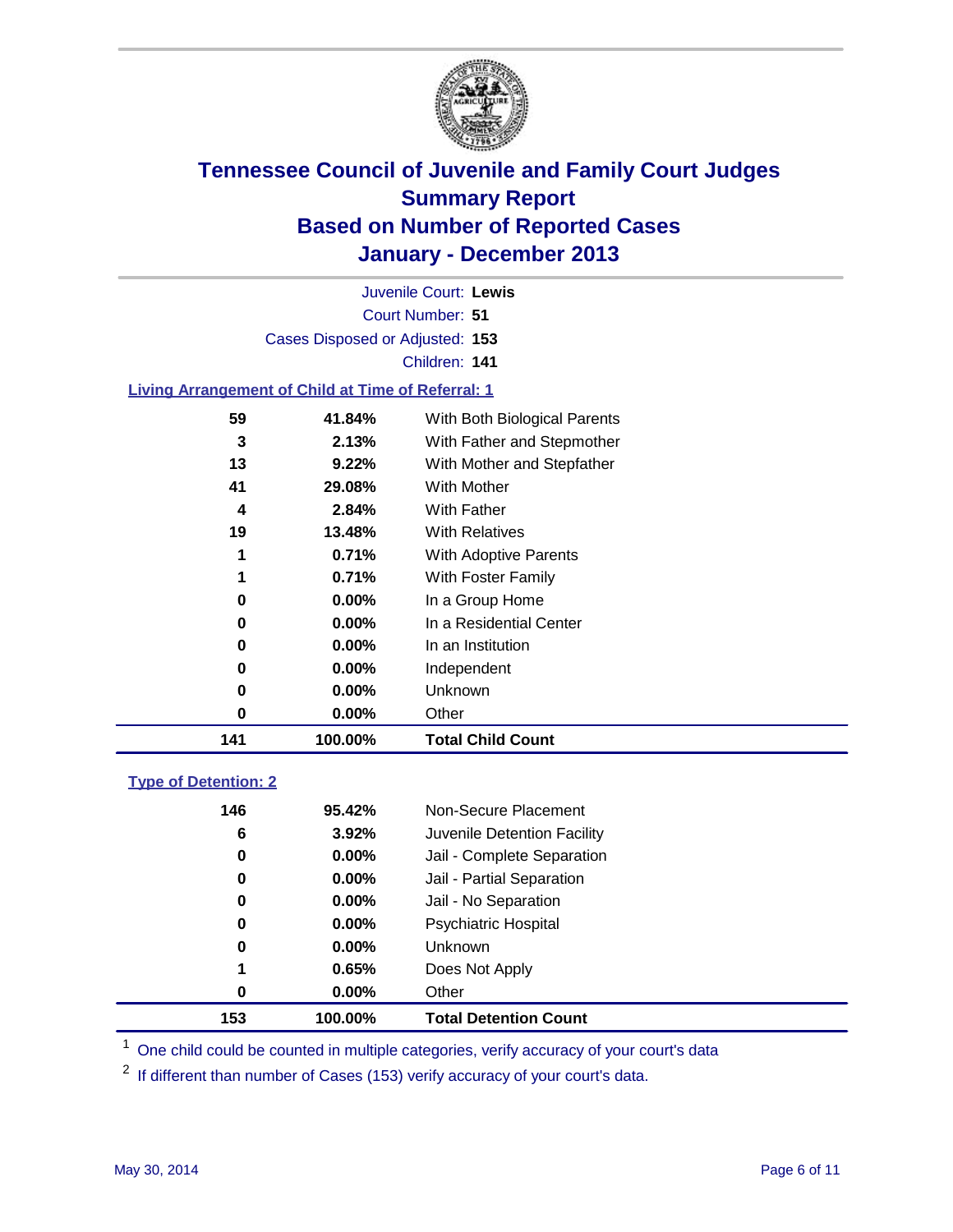# Tennessee Council of Juvenile and Family Court Judges
## Summary Report
## Based on Number of Reported Cases
## January - December 2013

Juvenile Court: **Lewis**
Court Number: **51**
Cases Disposed or Adjusted: **153**
Children: **141**

### Living Arrangement of Child at Time of Referral: 1

| | | |
|---|---|---|
| 59 | 41.84% | With Both Biological Parents |
| 3 | 2.13% | With Father and Stepmother |
| 13 | 9.22% | With Mother and Stepfather |
| 41 | 29.08% | With Mother |
| 4 | 2.84% | With Father |
| 19 | 13.48% | With Relatives |
| 1 | 0.71% | With Adoptive Parents |
| 1 | 0.71% | With Foster Family |
| 0 | 0.00% | In a Group Home |
| 0 | 0.00% | In a Residential Center |
| 0 | 0.00% | In an Institution |
| 0 | 0.00% | Independent |
| 0 | 0.00% | Unknown |
| 0 | 0.00% | Other |
| **141** | **100.00%** | **Total Child Count** |

### Type of Detention: 2

| | | |
|---|---|---|
| 146 | 95.42% | Non-Secure Placement |
| 6 | 3.92% | Juvenile Detention Facility |
| 0 | 0.00% | Jail - Complete Separation |
| 0 | 0.00% | Jail - Partial Separation |
| 0 | 0.00% | Jail - No Separation |
| 0 | 0.00% | Psychiatric Hospital |
| 0 | 0.00% | Unknown |
| 1 | 0.65% | Does Not Apply |
| 0 | 0.00% | Other |
| **153** | **100.00%** | **Total Detention Count** |

[1] One child could be counted in multiple categories, verify accuracy of your court's data

[2] If different than number of Cases (153) verify accuracy of your court's data.

May 30, 2014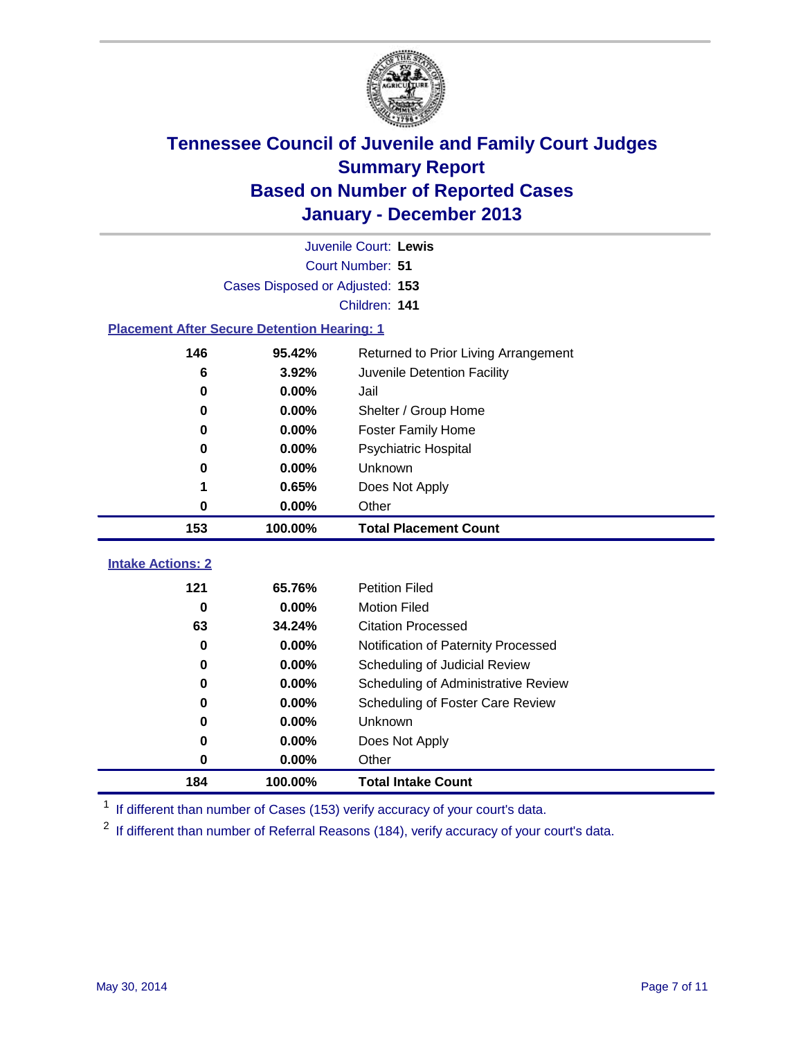# Tennessee Council of Juvenile and Family Court Judges
## Summary Report
## Based on Number of Reported Cases
## January - December 2013

Juvenile Court: **Lewis**

Court Number: **51**

Cases Disposed or Adjusted: **153**

Children: **141**

### Placement After Secure Detention Hearing: 1

| Count | Percent | Placement |
|---|---|---|
| 146 | 95.42% | Returned to Prior Living Arrangement |
| 6 | 3.92% | Juvenile Detention Facility |
| 0 | 0.00% | Jail |
| 0 | 0.00% | Shelter / Group Home |
| 0 | 0.00% | Foster Family Home |
| 0 | 0.00% | Psychiatric Hospital |
| 0 | 0.00% | Unknown |
| 1 | 0.65% | Does Not Apply |
| 0 | 0.00% | Other |
| **153** | **100.00%** | **Total Placement Count** |

### Intake Actions: 2

| Count | Percent | Intake Action |
|---|---|---|
| 121 | 65.76% | Petition Filed |
| 0 | 0.00% | Motion Filed |
| 63 | 34.24% | Citation Processed |
| 0 | 0.00% | Notification of Paternity Processed |
| 0 | 0.00% | Scheduling of Judicial Review |
| 0 | 0.00% | Scheduling of Administrative Review |
| 0 | 0.00% | Scheduling of Foster Care Review |
| 0 | 0.00% | Unknown |
| 0 | 0.00% | Does Not Apply |
| 0 | 0.00% | Other |
| **184** | **100.00%** | **Total Intake Count** |

[1] If different than number of Cases (153) verify accuracy of your court's data.

[2] If different than number of Referral Reasons (184), verify accuracy of your court's data.

May 30, 2014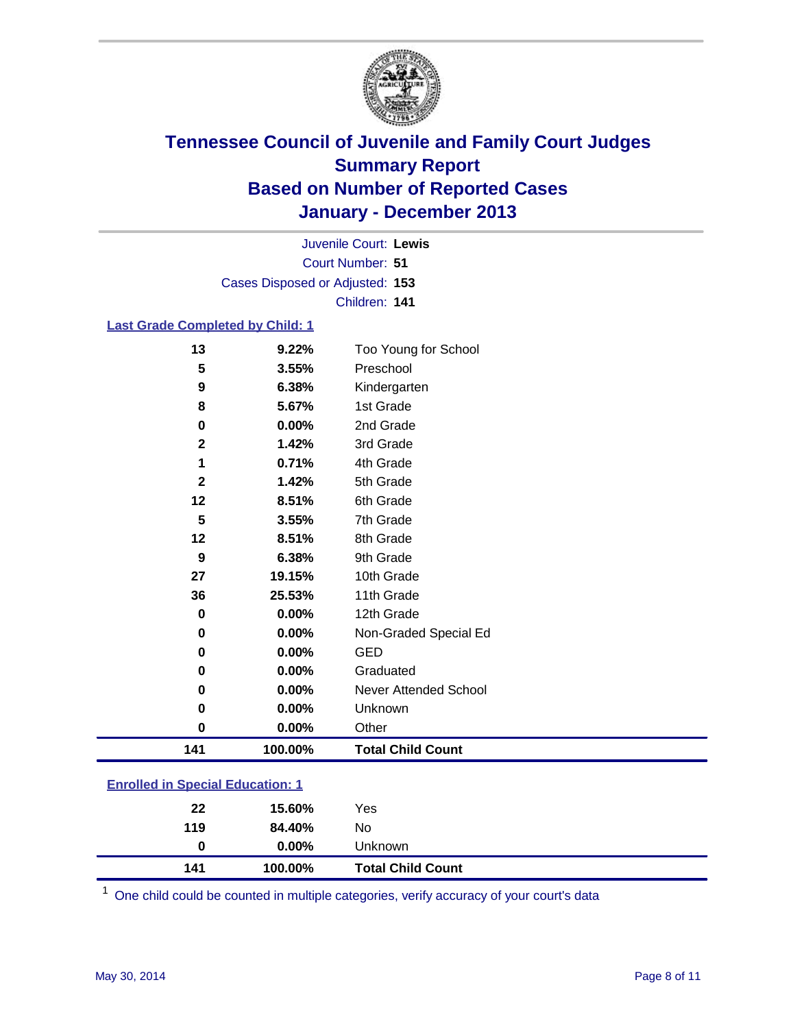# Tennessee Council of Juvenile and Family Court Judges
## Summary Report
## Based on Number of Reported Cases
## January - December 2013

Juvenile Court: **Lewis**
Court Number: **51**
Cases Disposed or Adjusted: **153**
Children: **141**

### Last Grade Completed by Child: 1

| Count | Percent | Category |
|---|---|---|
| 13 | 9.22% | Too Young for School |
| 5 | 3.55% | Preschool |
| 9 | 6.38% | Kindergarten |
| 8 | 5.67% | 1st Grade |
| 0 | 0.00% | 2nd Grade |
| 2 | 1.42% | 3rd Grade |
| 1 | 0.71% | 4th Grade |
| 2 | 1.42% | 5th Grade |
| 12 | 8.51% | 6th Grade |
| 5 | 3.55% | 7th Grade |
| 12 | 8.51% | 8th Grade |
| 9 | 6.38% | 9th Grade |
| 27 | 19.15% | 10th Grade |
| 36 | 25.53% | 11th Grade |
| 0 | 0.00% | 12th Grade |
| 0 | 0.00% | Non-Graded Special Ed |
| 0 | 0.00% | GED |
| 0 | 0.00% | Graduated |
| 0 | 0.00% | Never Attended School |
| 0 | 0.00% | Unknown |
| 0 | 0.00% | Other |
| **141** | **100.00%** | **Total Child Count** |

### Enrolled in Special Education: 1

| Count | Percent | Category |
|---|---|---|
| 22 | 15.60% | Yes |
| 119 | 84.40% | No |
| 0 | 0.00% | Unknown |
| **141** | **100.00%** | **Total Child Count** |

[1] One child could be counted in multiple categories, verify accuracy of your court's data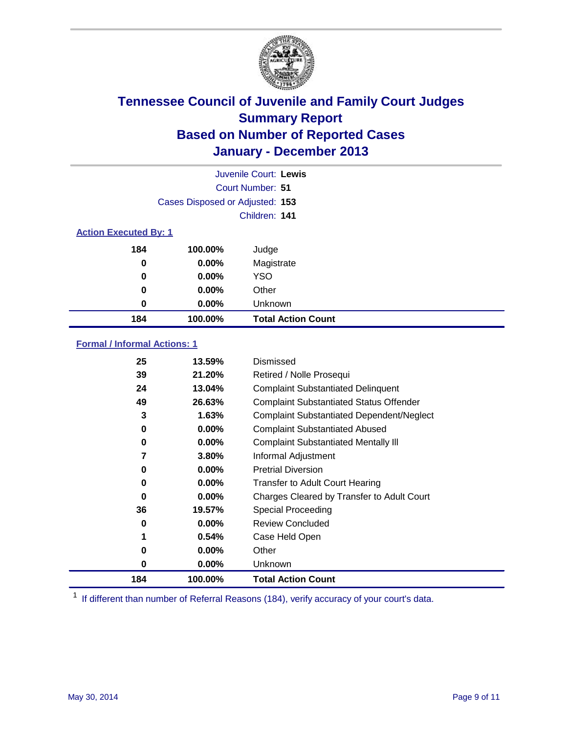# Tennessee Council of Juvenile and Family Court Judges
## Summary Report
## Based on Number of Reported Cases
## January - December 2013

Juvenile Court: **Lewis**
Court Number: **51**
Cases Disposed or Adjusted: **153**
Children: **141**

### Action Executed By: 1

| | | |
|---|---|---|
| 184 | 100.00% | Judge |
| 0 | 0.00% | Magistrate |
| 0 | 0.00% | YSO |
| 0 | 0.00% | Other |
| 0 | 0.00% | Unknown |
| **184** | **100.00%** | **Total Action Count** |

### Formal / Informal Actions: 1

| | | |
|---|---|---|
| 25 | 13.59% | Dismissed |
| 39 | 21.20% | Retired / Nolle Prosequi |
| 24 | 13.04% | Complaint Substantiated Delinquent |
| 49 | 26.63% | Complaint Substantiated Status Offender |
| 3 | 1.63% | Complaint Substantiated Dependent/Neglect |
| 0 | 0.00% | Complaint Substantiated Abused |
| 0 | 0.00% | Complaint Substantiated Mentally Ill |
| 7 | 3.80% | Informal Adjustment |
| 0 | 0.00% | Pretrial Diversion |
| 0 | 0.00% | Transfer to Adult Court Hearing |
| 0 | 0.00% | Charges Cleared by Transfer to Adult Court |
| 36 | 19.57% | Special Proceeding |
| 0 | 0.00% | Review Concluded |
| 1 | 0.54% | Case Held Open |
| 0 | 0.00% | Other |
| 0 | 0.00% | Unknown |
| **184** | **100.00%** | **Total Action Count** |

[1] If different than number of Referral Reasons (184), verify accuracy of your court's data.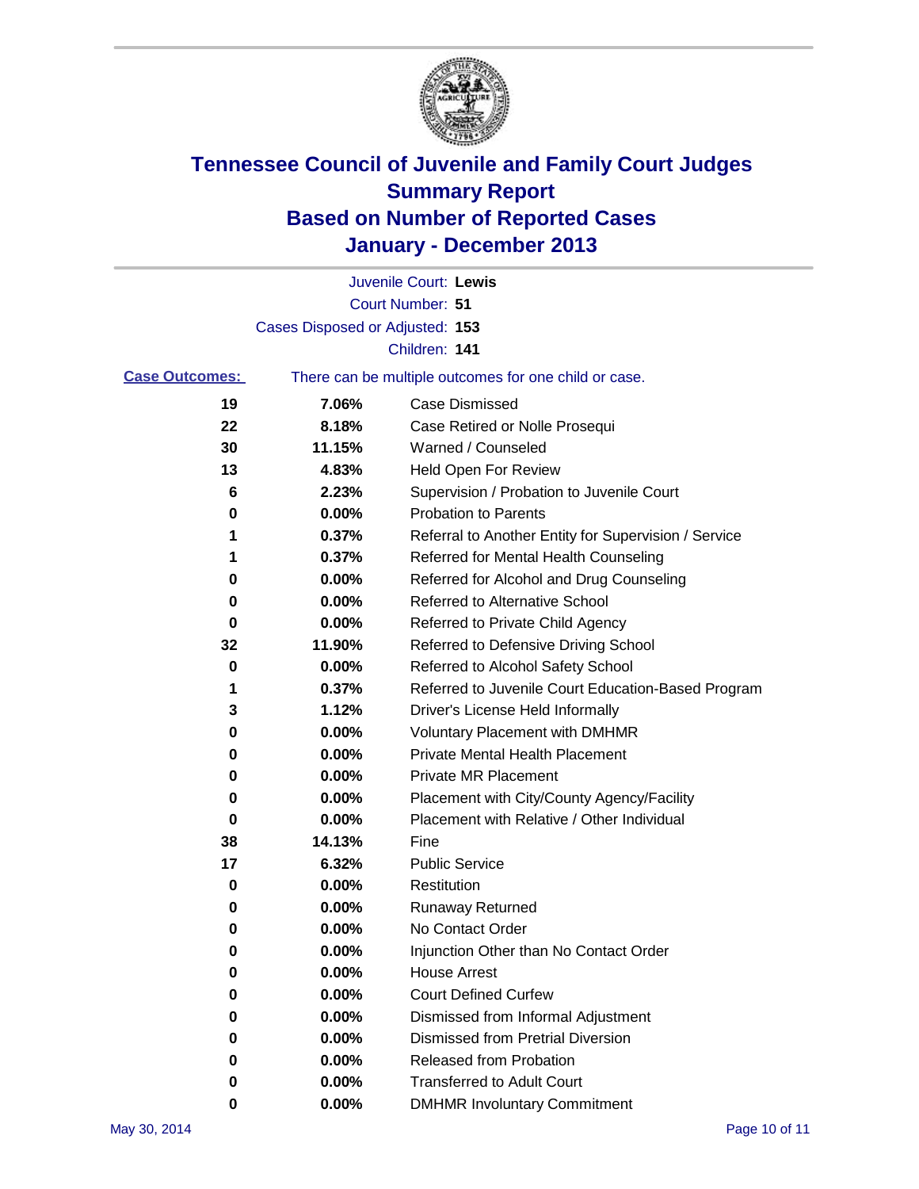# Tennessee Council of Juvenile and Family Court Judges
## Summary Report
## Based on Number of Reported Cases
## January - December 2013

Juvenile Court: **Lewis**

Court Number: **51**

Cases Disposed or Adjusted: **153**

Children: **141**

**Case Outcomes:** There can be multiple outcomes for one child or case.

| | | |
|---|---|---|
| 19 | 7.06% | Case Dismissed |
| 22 | 8.18% | Case Retired or Nolle Prosequi |
| 30 | 11.15% | Warned / Counseled |
| 13 | 4.83% | Held Open For Review |
| 6 | 2.23% | Supervision / Probation to Juvenile Court |
| 0 | 0.00% | Probation to Parents |
| 1 | 0.37% | Referral to Another Entity for Supervision / Service |
| 1 | 0.37% | Referred for Mental Health Counseling |
| 0 | 0.00% | Referred for Alcohol and Drug Counseling |
| 0 | 0.00% | Referred to Alternative School |
| 0 | 0.00% | Referred to Private Child Agency |
| 32 | 11.90% | Referred to Defensive Driving School |
| 0 | 0.00% | Referred to Alcohol Safety School |
| 1 | 0.37% | Referred to Juvenile Court Education-Based Program |
| 3 | 1.12% | Driver's License Held Informally |
| 0 | 0.00% | Voluntary Placement with DMHMR |
| 0 | 0.00% | Private Mental Health Placement |
| 0 | 0.00% | Private MR Placement |
| 0 | 0.00% | Placement with City/County Agency/Facility |
| 0 | 0.00% | Placement with Relative / Other Individual |
| 38 | 14.13% | Fine |
| 17 | 6.32% | Public Service |
| 0 | 0.00% | Restitution |
| 0 | 0.00% | Runaway Returned |
| 0 | 0.00% | No Contact Order |
| 0 | 0.00% | Injunction Other than No Contact Order |
| 0 | 0.00% | House Arrest |
| 0 | 0.00% | Court Defined Curfew |
| 0 | 0.00% | Dismissed from Informal Adjustment |
| 0 | 0.00% | Dismissed from Pretrial Diversion |
| 0 | 0.00% | Released from Probation |
| 0 | 0.00% | Transferred to Adult Court |
| 0 | 0.00% | DMHMR Involuntary Commitment |

May 30, 2014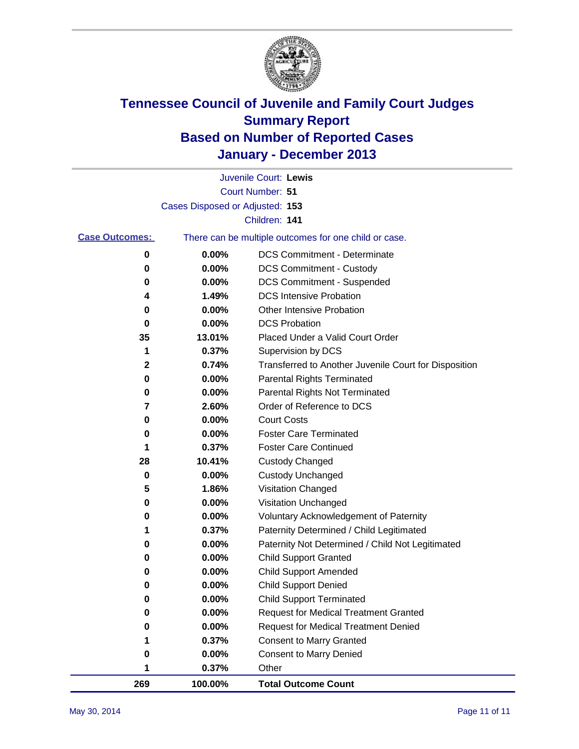# Tennessee Council of Juvenile and Family Court Judges
# Summary Report
# Based on Number of Reported Cases
# January - December 2013

Juvenile Court: **Lewis**
Court Number: **51**
Cases Disposed or Adjusted: **153**
Children: **141**

**Case Outcomes:** There can be multiple outcomes for one child or case.

| | | |
|---|---|---|
| 0 | 0.00% | DCS Commitment - Determinate |
| 0 | 0.00% | DCS Commitment - Custody |
| 0 | 0.00% | DCS Commitment - Suspended |
| 4 | 1.49% | DCS Intensive Probation |
| 0 | 0.00% | Other Intensive Probation |
| 0 | 0.00% | DCS Probation |
| 35 | 13.01% | Placed Under a Valid Court Order |
| 1 | 0.37% | Supervision by DCS |
| 2 | 0.74% | Transferred to Another Juvenile Court for Disposition |
| 0 | 0.00% | Parental Rights Terminated |
| 0 | 0.00% | Parental Rights Not Terminated |
| 7 | 2.60% | Order of Reference to DCS |
| 0 | 0.00% | Court Costs |
| 0 | 0.00% | Foster Care Terminated |
| 1 | 0.37% | Foster Care Continued |
| 28 | 10.41% | Custody Changed |
| 0 | 0.00% | Custody Unchanged |
| 5 | 1.86% | Visitation Changed |
| 0 | 0.00% | Visitation Unchanged |
| 0 | 0.00% | Voluntary Acknowledgement of Paternity |
| 1 | 0.37% | Paternity Determined / Child Legitimated |
| 0 | 0.00% | Paternity Not Determined / Child Not Legitimated |
| 0 | 0.00% | Child Support Granted |
| 0 | 0.00% | Child Support Amended |
| 0 | 0.00% | Child Support Denied |
| 0 | 0.00% | Child Support Terminated |
| 0 | 0.00% | Request for Medical Treatment Granted |
| 0 | 0.00% | Request for Medical Treatment Denied |
| 1 | 0.37% | Consent to Marry Granted |
| 0 | 0.00% | Consent to Marry Denied |
| 1 | 0.37% | Other |
| **269** | **100.00%** | **Total Outcome Count** |

May 30, 2014